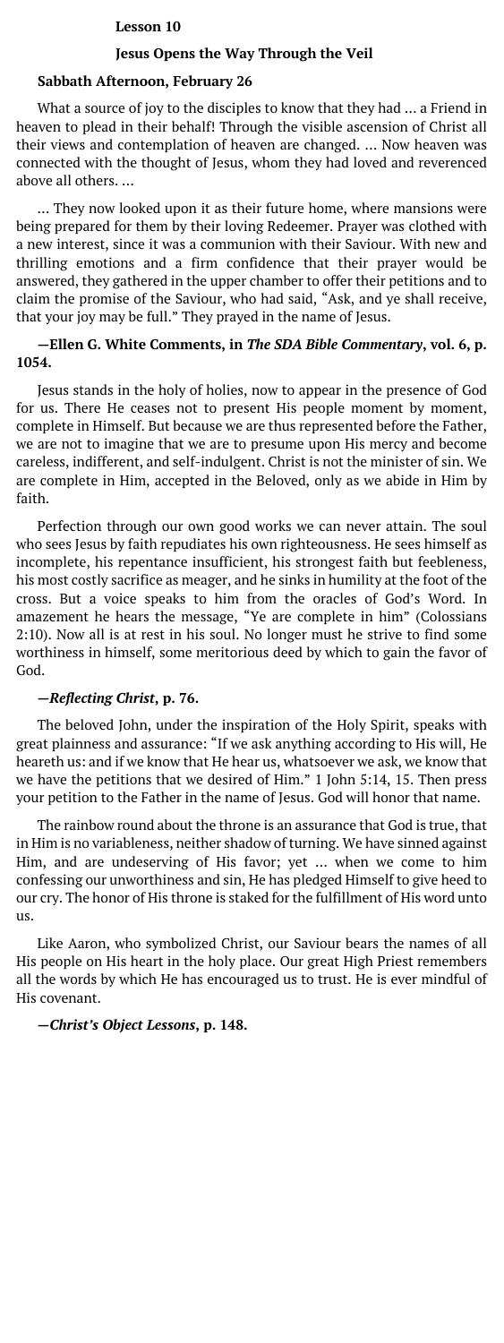**Lesson 10**

## Jesus Opens the Way Through the Veil

### Sabbath Afternoon, February 26

What a source of joy to the disciples to know that they had … a Friend in heaven to plead in their behalf! Through the visible ascension of Christ all their views and contemplation of heaven are changed. … Now heaven was connected with the thought of Jesus, whom they had loved and reverenced above all others. …

… They now looked upon it as their future home, where mansions were being prepared for them by their loving Redeemer. Prayer was clothed with a new interest, since it was a communion with their Saviour. With new and thrilling emotions and a firm confidence that their prayer would be answered, they gathered in the upper chamber to offer their petitions and to claim the promise of the Saviour, who had said, "Ask, and ye shall receive, that your joy may be full." They prayed in the name of Jesus.

**—Ellen G. White Comments, in *The SDA Bible Commentary*, vol. 6, p. 1054.**

Jesus stands in the holy of holies, now to appear in the presence of God for us. There He ceases not to present His people moment by moment, complete in Himself. But because we are thus represented before the Father, we are not to imagine that we are to presume upon His mercy and become careless, indifferent, and self-indulgent. Christ is not the minister of sin. We are complete in Him, accepted in the Beloved, only as we abide in Him by faith.

Perfection through our own good works we can never attain. The soul who sees Jesus by faith repudiates his own righteousness. He sees himself as incomplete, his repentance insufficient, his strongest faith but feebleness, his most costly sacrifice as meager, and he sinks in humility at the foot of the cross. But a voice speaks to him from the oracles of God's Word. In amazement he hears the message, "Ye are complete in him" (Colossians 2:10). Now all is at rest in his soul. No longer must he strive to find some worthiness in himself, some meritorious deed by which to gain the favor of God.

**—*Reflecting Christ*, p. 76.**

The beloved John, under the inspiration of the Holy Spirit, speaks with great plainness and assurance: "If we ask anything according to His will, He heareth us: and if we know that He hear us, whatsoever we ask, we know that we have the petitions that we desired of Him." 1 John 5:14, 15. Then press your petition to the Father in the name of Jesus. God will honor that name.

The rainbow round about the throne is an assurance that God is true, that in Him is no variableness, neither shadow of turning. We have sinned against Him, and are undeserving of His favor; yet … when we come to him confessing our unworthiness and sin, He has pledged Himself to give heed to our cry. The honor of His throne is staked for the fulfillment of His word unto us.

Like Aaron, who symbolized Christ, our Saviour bears the names of all His people on His heart in the holy place. Our great High Priest remembers all the words by which He has encouraged us to trust. He is ever mindful of His covenant.

**—*Christ's Object Lessons*, p. 148.**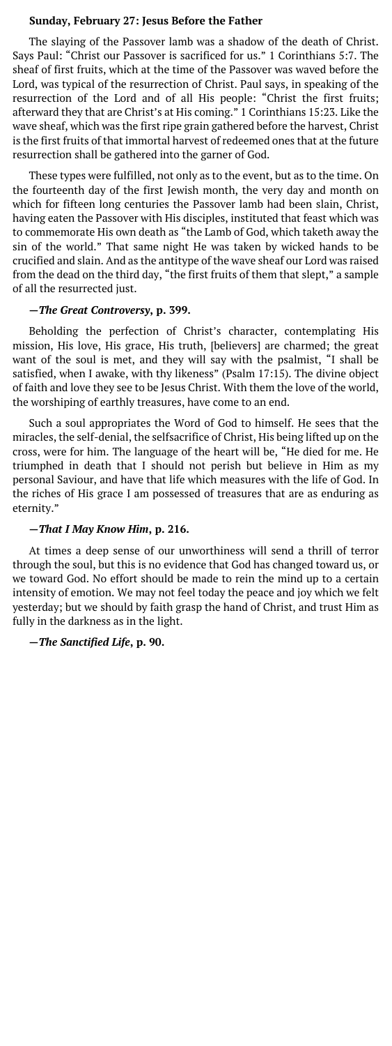**Sunday, February 27: Jesus Before the Father**

The slaying of the Passover lamb was a shadow of the death of Christ. Says Paul: "Christ our Passover is sacrificed for us." 1 Corinthians 5:7. The sheaf of first fruits, which at the time of the Passover was waved before the Lord, was typical of the resurrection of Christ. Paul says, in speaking of the resurrection of the Lord and of all His people: "Christ the first fruits; afterward they that are Christ's at His coming." 1 Corinthians 15:23. Like the wave sheaf, which was the first ripe grain gathered before the harvest, Christ is the first fruits of that immortal harvest of redeemed ones that at the future resurrection shall be gathered into the garner of God.

These types were fulfilled, not only as to the event, but as to the time. On the fourteenth day of the first Jewish month, the very day and month on which for fifteen long centuries the Passover lamb had been slain, Christ, having eaten the Passover with His disciples, instituted that feast which was to commemorate His own death as "the Lamb of God, which taketh away the sin of the world." That same night He was taken by wicked hands to be crucified and slain. And as the antitype of the wave sheaf our Lord was raised from the dead on the third day, "the first fruits of them that slept," a sample of all the resurrected just.

**—*The Great Controversy*, p. 399.**

Beholding the perfection of Christ's character, contemplating His mission, His love, His grace, His truth, [believers] are charmed; the great want of the soul is met, and they will say with the psalmist, "I shall be satisfied, when I awake, with thy likeness" (Psalm 17:15). The divine object of faith and love they see to be Jesus Christ. With them the love of the world, the worshiping of earthly treasures, have come to an end.

Such a soul appropriates the Word of God to himself. He sees that the miracles, the self-denial, the selfsacrifice of Christ, His being lifted up on the cross, were for him. The language of the heart will be, "He died for me. He triumphed in death that I should not perish but believe in Him as my personal Saviour, and have that life which measures with the life of God. In the riches of His grace I am possessed of treasures that are as enduring as eternity."

**—*That I May Know Him*, p. 216.**

At times a deep sense of our unworthiness will send a thrill of terror through the soul, but this is no evidence that God has changed toward us, or we toward God. No effort should be made to rein the mind up to a certain intensity of emotion. We may not feel today the peace and joy which we felt yesterday; but we should by faith grasp the hand of Christ, and trust Him as fully in the darkness as in the light.

**—*The Sanctified Life*, p. 90.**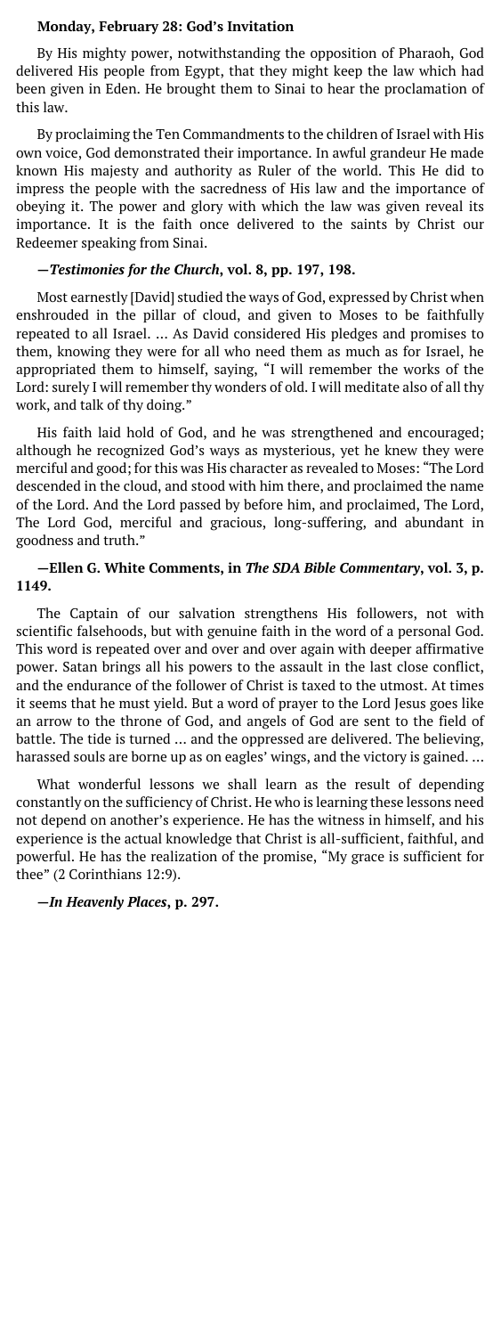**Monday, February 28: God's Invitation**

By His mighty power, notwithstanding the opposition of Pharaoh, God delivered His people from Egypt, that they might keep the law which had been given in Eden. He brought them to Sinai to hear the proclamation of this law.

By proclaiming the Ten Commandments to the children of Israel with His own voice, God demonstrated their importance. In awful grandeur He made known His majesty and authority as Ruler of the world. This He did to impress the people with the sacredness of His law and the importance of obeying it. The power and glory with which the law was given reveal its importance. It is the faith once delivered to the saints by Christ our Redeemer speaking from Sinai.

**—*Testimonies for the Church*, vol. 8, pp. 197, 198.**

Most earnestly [David] studied the ways of God, expressed by Christ when enshrouded in the pillar of cloud, and given to Moses to be faithfully repeated to all Israel. … As David considered His pledges and promises to them, knowing they were for all who need them as much as for Israel, he appropriated them to himself, saying, "I will remember the works of the Lord: surely I will remember thy wonders of old. I will meditate also of all thy work, and talk of thy doing."

His faith laid hold of God, and he was strengthened and encouraged; although he recognized God's ways as mysterious, yet he knew they were merciful and good; for this was His character as revealed to Moses: "The Lord descended in the cloud, and stood with him there, and proclaimed the name of the Lord. And the Lord passed by before him, and proclaimed, The Lord, The Lord God, merciful and gracious, long-suffering, and abundant in goodness and truth."

**—Ellen G. White Comments, in *The SDA Bible Commentary*, vol. 3, p. 1149.**

The Captain of our salvation strengthens His followers, not with scientific falsehoods, but with genuine faith in the word of a personal God. This word is repeated over and over and over again with deeper affirmative power. Satan brings all his powers to the assault in the last close conflict, and the endurance of the follower of Christ is taxed to the utmost. At times it seems that he must yield. But a word of prayer to the Lord Jesus goes like an arrow to the throne of God, and angels of God are sent to the field of battle. The tide is turned … and the oppressed are delivered. The believing, harassed souls are borne up as on eagles' wings, and the victory is gained. …

What wonderful lessons we shall learn as the result of depending constantly on the sufficiency of Christ. He who is learning these lessons need not depend on another's experience. He has the witness in himself, and his experience is the actual knowledge that Christ is all-sufficient, faithful, and powerful. He has the realization of the promise, "My grace is sufficient for thee" (2 Corinthians 12:9).

**—*In Heavenly Places*, p. 297.**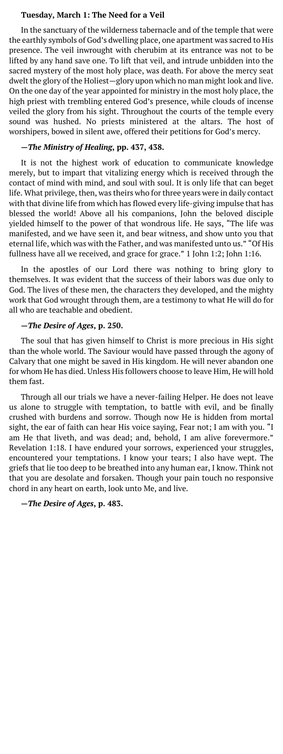### Tuesday, March 1: The Need for a Veil

In the sanctuary of the wilderness tabernacle and of the temple that were the earthly symbols of God's dwelling place, one apartment was sacred to His presence. The veil inwrought with cherubim at its entrance was not to be lifted by any hand save one. To lift that veil, and intrude unbidden into the sacred mystery of the most holy place, was death. For above the mercy seat dwelt the glory of the Holiest—glory upon which no man might look and live. On the one day of the year appointed for ministry in the most holy place, the high priest with trembling entered God's presence, while clouds of incense veiled the glory from his sight. Throughout the courts of the temple every sound was hushed. No priests ministered at the altars. The host of worshipers, bowed in silent awe, offered their petitions for God's mercy.

**—*The Ministry of Healing,* pp. 437, 438.**

It is not the highest work of education to communicate knowledge merely, but to impart that vitalizing energy which is received through the contact of mind with mind, and soul with soul. It is only life that can beget life. What privilege, then, was theirs who for three years were in daily contact with that divine life from which has flowed every life-giving impulse that has blessed the world! Above all his companions, John the beloved disciple yielded himself to the power of that wondrous life. He says, "The life was manifested, and we have seen it, and bear witness, and show unto you that eternal life, which was with the Father, and was manifested unto us." "Of His fullness have all we received, and grace for grace." 1 John 1:2; John 1:16.

In the apostles of our Lord there was nothing to bring glory to themselves. It was evident that the success of their labors was due only to God. The lives of these men, the characters they developed, and the mighty work that God wrought through them, are a testimony to what He will do for all who are teachable and obedient.

**—*The Desire of Ages*, p. 250.**

The soul that has given himself to Christ is more precious in His sight than the whole world. The Saviour would have passed through the agony of Calvary that one might be saved in His kingdom. He will never abandon one for whom He has died. Unless His followers choose to leave Him, He will hold them fast.

Through all our trials we have a never-failing Helper. He does not leave us alone to struggle with temptation, to battle with evil, and be finally crushed with burdens and sorrow. Though now He is hidden from mortal sight, the ear of faith can hear His voice saying, Fear not; I am with you. "I am He that liveth, and was dead; and, behold, I am alive forevermore." Revelation 1:18. I have endured your sorrows, experienced your struggles, encountered your temptations. I know your tears; I also have wept. The griefs that lie too deep to be breathed into any human ear, I know. Think not that you are desolate and forsaken. Though your pain touch no responsive chord in any heart on earth, look unto Me, and live.

**—*The Desire of Ages*, p. 483.**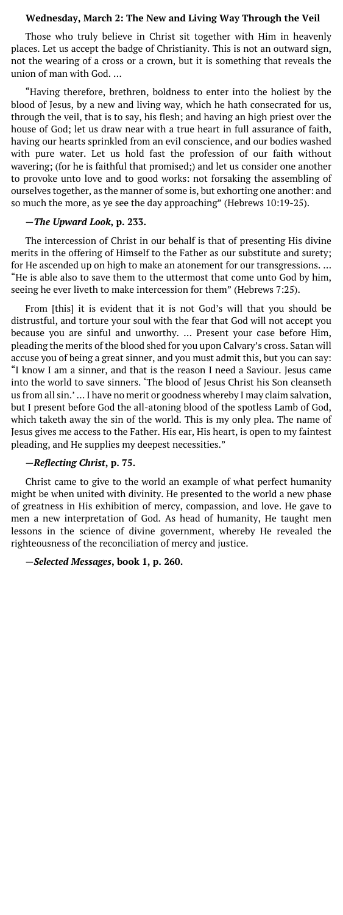**Wednesday, March 2: The New and Living Way Through the Veil**

Those who truly believe in Christ sit together with Him in heavenly places. Let us accept the badge of Christianity. This is not an outward sign, not the wearing of a cross or a crown, but it is something that reveals the union of man with God. …

“Having therefore, brethren, boldness to enter into the holiest by the blood of Jesus, by a new and living way, which he hath consecrated for us, through the veil, that is to say, his flesh; and having an high priest over the house of God; let us draw near with a true heart in full assurance of faith, having our hearts sprinkled from an evil conscience, and our bodies washed with pure water. Let us hold fast the profession of our faith without wavering; (for he is faithful that promised;) and let us consider one another to provoke unto love and to good works: not forsaking the assembling of ourselves together, as the manner of some is, but exhorting one another: and so much the more, as ye see the day approaching” (Hebrews 10:19-25).

**—*The Upward Look*, p. 233.**

The intercession of Christ in our behalf is that of presenting His divine merits in the offering of Himself to the Father as our substitute and surety; for He ascended up on high to make an atonement for our transgressions. … “He is able also to save them to the uttermost that come unto God by him, seeing he ever liveth to make intercession for them” (Hebrews 7:25).

From [this] it is evident that it is not God’s will that you should be distrustful, and torture your soul with the fear that God will not accept you because you are sinful and unworthy. … Present your case before Him, pleading the merits of the blood shed for you upon Calvary’s cross. Satan will accuse you of being a great sinner, and you must admit this, but you can say: “I know I am a sinner, and that is the reason I need a Saviour. Jesus came into the world to save sinners. ‘The blood of Jesus Christ his Son cleanseth us from all sin.’ … I have no merit or goodness whereby I may claim salvation, but I present before God the all-atoning blood of the spotless Lamb of God, which taketh away the sin of the world. This is my only plea. The name of Jesus gives me access to the Father. His ear, His heart, is open to my faintest pleading, and He supplies my deepest necessities.”

**—*Reflecting Christ*, p. 75.**

Christ came to give to the world an example of what perfect humanity might be when united with divinity. He presented to the world a new phase of greatness in His exhibition of mercy, compassion, and love. He gave to men a new interpretation of God. As head of humanity, He taught men lessons in the science of divine government, whereby He revealed the righteousness of the reconciliation of mercy and justice.

**—*Selected Messages*, book 1, p. 260.**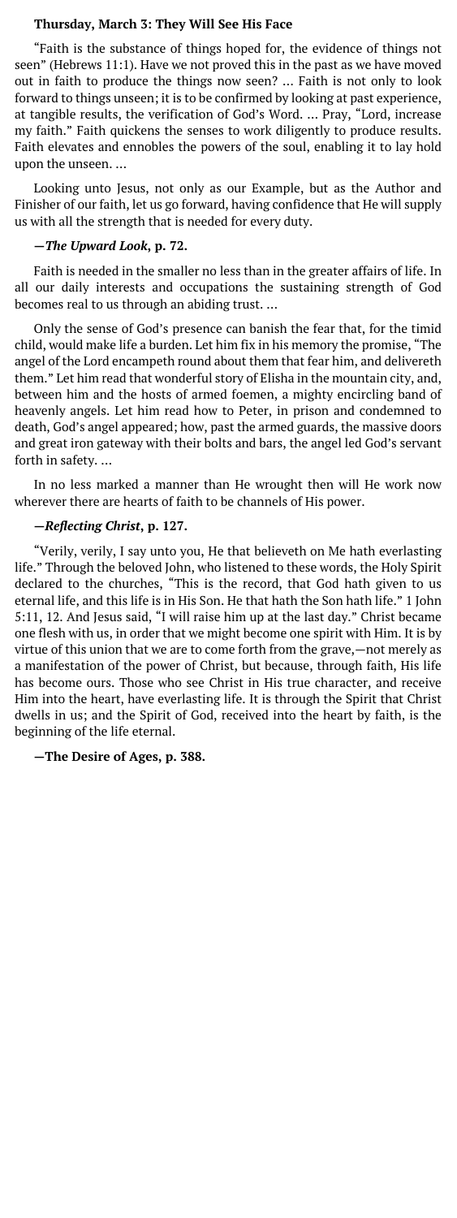**Thursday, March 3: They Will See His Face**

"Faith is the substance of things hoped for, the evidence of things not seen" (Hebrews 11:1). Have we not proved this in the past as we have moved out in faith to produce the things now seen? … Faith is not only to look forward to things unseen; it is to be confirmed by looking at past experience, at tangible results, the verification of God's Word. … Pray, "Lord, increase my faith." Faith quickens the senses to work diligently to produce results. Faith elevates and ennobles the powers of the soul, enabling it to lay hold upon the unseen. …

Looking unto Jesus, not only as our Example, but as the Author and Finisher of our faith, let us go forward, having confidence that He will supply us with all the strength that is needed for every duty.

**—*The Upward Look*, p. 72.**

Faith is needed in the smaller no less than in the greater affairs of life. In all our daily interests and occupations the sustaining strength of God becomes real to us through an abiding trust. …

Only the sense of God's presence can banish the fear that, for the timid child, would make life a burden. Let him fix in his memory the promise, "The angel of the Lord encampeth round about them that fear him, and delivereth them." Let him read that wonderful story of Elisha in the mountain city, and, between him and the hosts of armed foemen, a mighty encircling band of heavenly angels. Let him read how to Peter, in prison and condemned to death, God's angel appeared; how, past the armed guards, the massive doors and great iron gateway with their bolts and bars, the angel led God's servant forth in safety. …

In no less marked a manner than He wrought then will He work now wherever there are hearts of faith to be channels of His power.

**—*Reflecting Christ*, p. 127.**

"Verily, verily, I say unto you, He that believeth on Me hath everlasting life." Through the beloved John, who listened to these words, the Holy Spirit declared to the churches, "This is the record, that God hath given to us eternal life, and this life is in His Son. He that hath the Son hath life." 1 John 5:11, 12. And Jesus said, "I will raise him up at the last day." Christ became one flesh with us, in order that we might become one spirit with Him. It is by virtue of this union that we are to come forth from the grave,—not merely as a manifestation of the power of Christ, but because, through faith, His life has become ours. Those who see Christ in His true character, and receive Him into the heart, have everlasting life. It is through the Spirit that Christ dwells in us; and the Spirit of God, received into the heart by faith, is the beginning of the life eternal.

**—The Desire of Ages, p. 388.**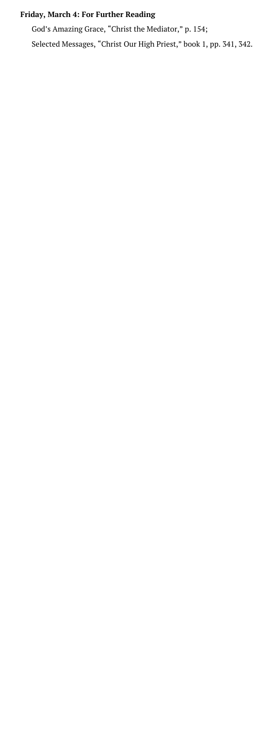**Friday, March 4: For Further Reading**

God's Amazing Grace, "Christ the Mediator," p. 154;

Selected Messages, "Christ Our High Priest," book 1, pp. 341, 342.